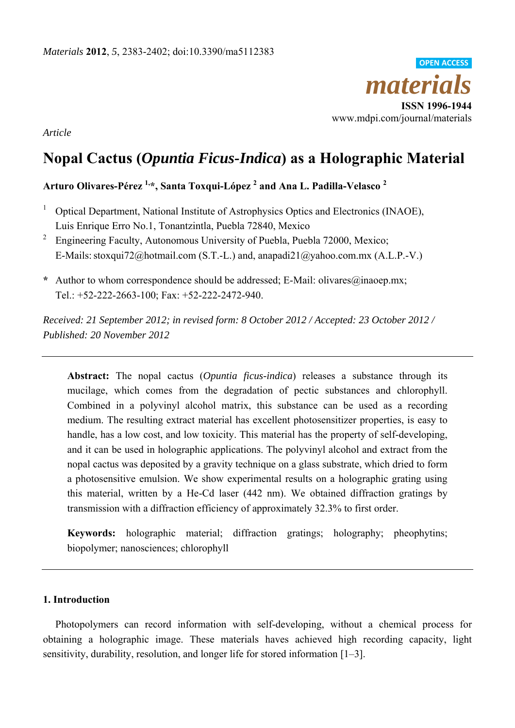*Materials* **2012**, *5*, 2383-2402; doi:10.3390/ma5112383

OPEN ACCESS

# *materials*

**ISSN 1996-1944**
www.mdpi.com/journal/materials

*Article*

# Nopal Cactus (*Opuntia Ficus-Indica*) as a Holographic Material

**Arturo Olivares-Pérez [1,*], Santa Toxqui-López [2] and Ana L. Padilla-Velasco [2]**

[1] Optical Department, National Institute of Astrophysics Optics and Electronics (INAOE), Luis Enrique Erro No.1, Tonantzintla, Puebla 72840, Mexico

[2] Engineering Faculty, Autonomous University of Puebla, Puebla 72000, Mexico; E-Mails: stoxqui72@hotmail.com (S.T.-L.) and, anapadi21@yahoo.com.mx (A.L.P.-V.)

**\*** Author to whom correspondence should be addressed; E-Mail: olivares@inaoep.mx; Tel.: +52-222-2663-100; Fax: +52-222-2472-940.

*Received: 21 September 2012; in revised form: 8 October 2012 / Accepted: 23 October 2012 / Published: 20 November 2012*

---

**Abstract:** The nopal cactus (*Opuntia ficus-indica*) releases a substance through its mucilage, which comes from the degradation of pectic substances and chlorophyll. Combined in a polyvinyl alcohol matrix, this substance can be used as a recording medium. The resulting extract material has excellent photosensitizer properties, is easy to handle, has a low cost, and low toxicity. This material has the property of self-developing, and it can be used in holographic applications. The polyvinyl alcohol and extract from the nopal cactus was deposited by a gravity technique on a glass substrate, which dried to form a photosensitive emulsion. We show experimental results on a holographic grating using this material, written by a He-Cd laser (442 nm). We obtained diffraction gratings by transmission with a diffraction efficiency of approximately 32.3% to first order.

**Keywords:** holographic material; diffraction gratings; holography; pheophytins; biopolymer; nanosciences; chlorophyll

---

## 1. Introduction

Photopolymers can record information with self-developing, without a chemical process for obtaining a holographic image. These materials haves achieved high recording capacity, light sensitivity, durability, resolution, and longer life for stored information [1–3].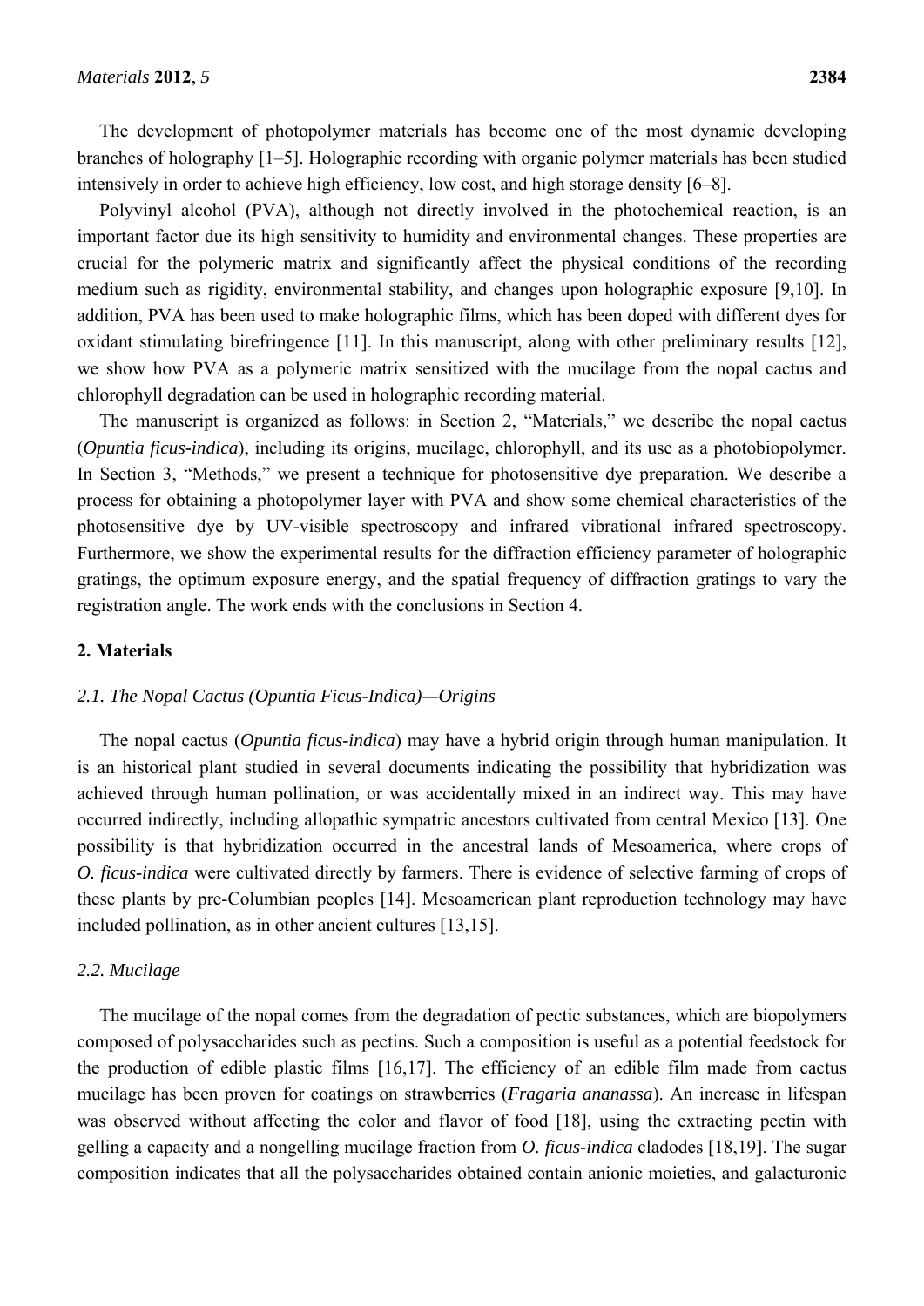The development of photopolymer materials has become one of the most dynamic developing branches of holography [1–5]. Holographic recording with organic polymer materials has been studied intensively in order to achieve high efficiency, low cost, and high storage density [6–8].

Polyvinyl alcohol (PVA), although not directly involved in the photochemical reaction, is an important factor due its high sensitivity to humidity and environmental changes. These properties are crucial for the polymeric matrix and significantly affect the physical conditions of the recording medium such as rigidity, environmental stability, and changes upon holographic exposure [9,10]. In addition, PVA has been used to make holographic films, which has been doped with different dyes for oxidant stimulating birefringence [11]. In this manuscript, along with other preliminary results [12], we show how PVA as a polymeric matrix sensitized with the mucilage from the nopal cactus and chlorophyll degradation can be used in holographic recording material.

The manuscript is organized as follows: in Section 2, "Materials," we describe the nopal cactus (*Opuntia ficus-indica*), including its origins, mucilage, chlorophyll, and its use as a photobiopolymer. In Section 3, "Methods," we present a technique for photosensitive dye preparation. We describe a process for obtaining a photopolymer layer with PVA and show some chemical characteristics of the photosensitive dye by UV-visible spectroscopy and infrared vibrational infrared spectroscopy. Furthermore, we show the experimental results for the diffraction efficiency parameter of holographic gratings, the optimum exposure energy, and the spatial frequency of diffraction gratings to vary the registration angle. The work ends with the conclusions in Section 4.

## 2. Materials

### 2.1. The Nopal Cactus (Opuntia Ficus-Indica)—Origins

The nopal cactus (*Opuntia ficus-indica*) may have a hybrid origin through human manipulation. It is an historical plant studied in several documents indicating the possibility that hybridization was achieved through human pollination, or was accidentally mixed in an indirect way. This may have occurred indirectly, including allopathic sympatric ancestors cultivated from central Mexico [13]. One possibility is that hybridization occurred in the ancestral lands of Mesoamerica, where crops of *O. ficus-indica* were cultivated directly by farmers. There is evidence of selective farming of crops of these plants by pre-Columbian peoples [14]. Mesoamerican plant reproduction technology may have included pollination, as in other ancient cultures [13,15].

### 2.2. Mucilage

The mucilage of the nopal comes from the degradation of pectic substances, which are biopolymers composed of polysaccharides such as pectins. Such a composition is useful as a potential feedstock for the production of edible plastic films [16,17]. The efficiency of an edible film made from cactus mucilage has been proven for coatings on strawberries (*Fragaria ananassa*). An increase in lifespan was observed without affecting the color and flavor of food [18], using the extracting pectin with gelling a capacity and a nongelling mucilage fraction from *O. ficus-indica* cladodes [18,19]. The sugar composition indicates that all the polysaccharides obtained contain anionic moieties, and galacturonic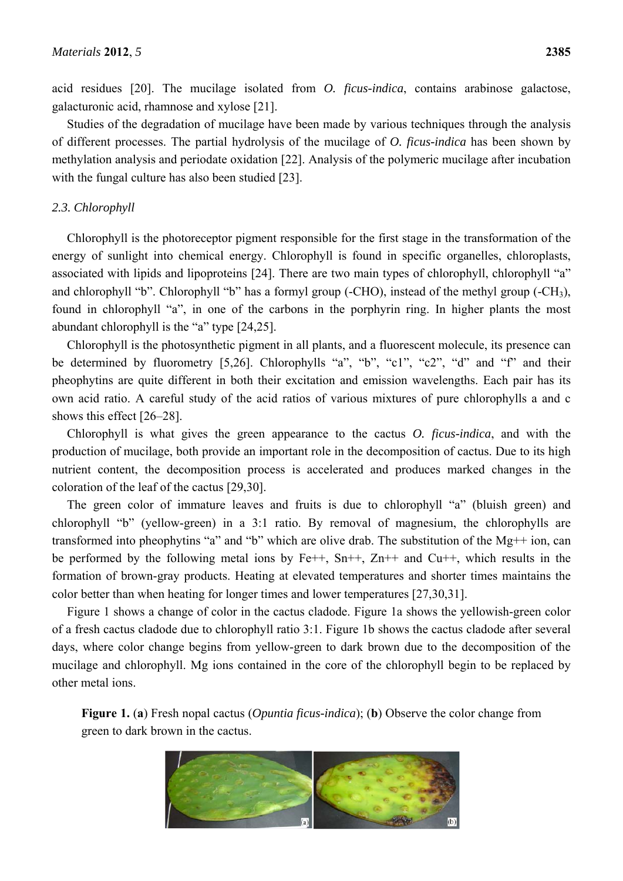acid residues [20]. The mucilage isolated from *O. ficus-indica*, contains arabinose galactose, galacturonic acid, rhamnose and xylose [21].

Studies of the degradation of mucilage have been made by various techniques through the analysis of different processes. The partial hydrolysis of the mucilage of *O. ficus-indica* has been shown by methylation analysis and periodate oxidation [22]. Analysis of the polymeric mucilage after incubation with the fungal culture has also been studied [23].

### *2.3. Chlorophyll*

Chlorophyll is the photoreceptor pigment responsible for the first stage in the transformation of the energy of sunlight into chemical energy. Chlorophyll is found in specific organelles, chloroplasts, associated with lipids and lipoproteins [24]. There are two main types of chlorophyll, chlorophyll "a" and chlorophyll "b". Chlorophyll "b" has a formyl group (-CHO), instead of the methyl group ($-CH_3$), found in chlorophyll "a", in one of the carbons in the porphyrin ring. In higher plants the most abundant chlorophyll is the "a" type [24,25].

Chlorophyll is the photosynthetic pigment in all plants, and a fluorescent molecule, its presence can be determined by fluorometry [5,26]. Chlorophylls "a", "b", "c1", "c2", "d" and "f" and their pheophytins are quite different in both their excitation and emission wavelengths. Each pair has its own acid ratio. A careful study of the acid ratios of various mixtures of pure chlorophylls a and c shows this effect [26–28].

Chlorophyll is what gives the green appearance to the cactus *O. ficus-indica*, and with the production of mucilage, both provide an important role in the decomposition of cactus. Due to its high nutrient content, the decomposition process is accelerated and produces marked changes in the coloration of the leaf of the cactus [29,30].

The green color of immature leaves and fruits is due to chlorophyll "a" (bluish green) and chlorophyll "b" (yellow-green) in a 3:1 ratio. By removal of magnesium, the chlorophylls are transformed into pheophytins "a" and "b" which are olive drab. The substitution of the Mg++ ion, can be performed by the following metal ions by Fe++, Sn++, Zn++ and Cu++, which results in the formation of brown-gray products. Heating at elevated temperatures and shorter times maintains the color better than when heating for longer times and lower temperatures [27,30,31].

Figure 1 shows a change of color in the cactus cladode. Figure 1a shows the yellowish-green color of a fresh cactus cladode due to chlorophyll ratio 3:1. Figure 1b shows the cactus cladode after several days, where color change begins from yellow-green to dark brown due to the decomposition of the mucilage and chlorophyll. Mg ions contained in the core of the chlorophyll begin to be replaced by other metal ions.

**Figure 1.** (**a**) Fresh nopal cactus (*Opuntia ficus-indica*); (**b**) Observe the color change from green to dark brown in the cactus.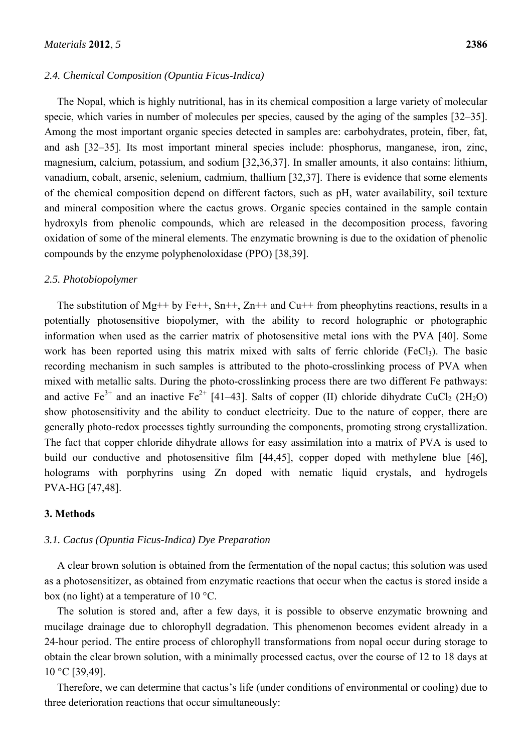### 2.4. Chemical Composition (Opuntia Ficus-Indica)

The Nopal, which is highly nutritional, has in its chemical composition a large variety of molecular specie, which varies in number of molecules per species, caused by the aging of the samples [32–35]. Among the most important organic species detected in samples are: carbohydrates, protein, fiber, fat, and ash [32–35]. Its most important mineral species include: phosphorus, manganese, iron, zinc, magnesium, calcium, potassium, and sodium [32,36,37]. In smaller amounts, it also contains: lithium, vanadium, cobalt, arsenic, selenium, cadmium, thallium [32,37]. There is evidence that some elements of the chemical composition depend on different factors, such as pH, water availability, soil texture and mineral composition where the cactus grows. Organic species contained in the sample contain hydroxyls from phenolic compounds, which are released in the decomposition process, favoring oxidation of some of the mineral elements. The enzymatic browning is due to the oxidation of phenolic compounds by the enzyme polyphenoloxidase (PPO) [38,39].

### 2.5. Photobiopolymer

The substitution of Mg++ by Fe++, Sn++, Zn++ and Cu++ from pheophytins reactions, results in a potentially photosensitive biopolymer, with the ability to record holographic or photographic information when used as the carrier matrix of photosensitive metal ions with the PVA [40]. Some work has been reported using this matrix mixed with salts of ferric chloride ($FeCl_3$). The basic recording mechanism in such samples is attributed to the photo-crosslinking process of PVA when mixed with metallic salts. During the photo-crosslinking process there are two different Fe pathways: and active $Fe^{3+}$ and an inactive $Fe^{2+}$ [41–43]. Salts of copper (II) chloride dihydrate $CuCl_2$ ($2H_2O$) show photosensitivity and the ability to conduct electricity. Due to the nature of copper, there are generally photo-redox processes tightly surrounding the components, promoting strong crystallization. The fact that copper chloride dihydrate allows for easy assimilation into a matrix of PVA is used to build our conductive and photosensitive film [44,45], copper doped with methylene blue [46], holograms with porphyrins using Zn doped with nematic liquid crystals, and hydrogels PVA-HG [47,48].

## 3. Methods

### 3.1. Cactus (Opuntia Ficus-Indica) Dye Preparation

A clear brown solution is obtained from the fermentation of the nopal cactus; this solution was used as a photosensitizer, as obtained from enzymatic reactions that occur when the cactus is stored inside a box (no light) at a temperature of 10 °C.

The solution is stored and, after a few days, it is possible to observe enzymatic browning and mucilage drainage due to chlorophyll degradation. This phenomenon becomes evident already in a 24-hour period. The entire process of chlorophyll transformations from nopal occur during storage to obtain the clear brown solution, with a minimally processed cactus, over the course of 12 to 18 days at 10 °C [39,49].

Therefore, we can determine that cactus's life (under conditions of environmental or cooling) due to three deterioration reactions that occur simultaneously: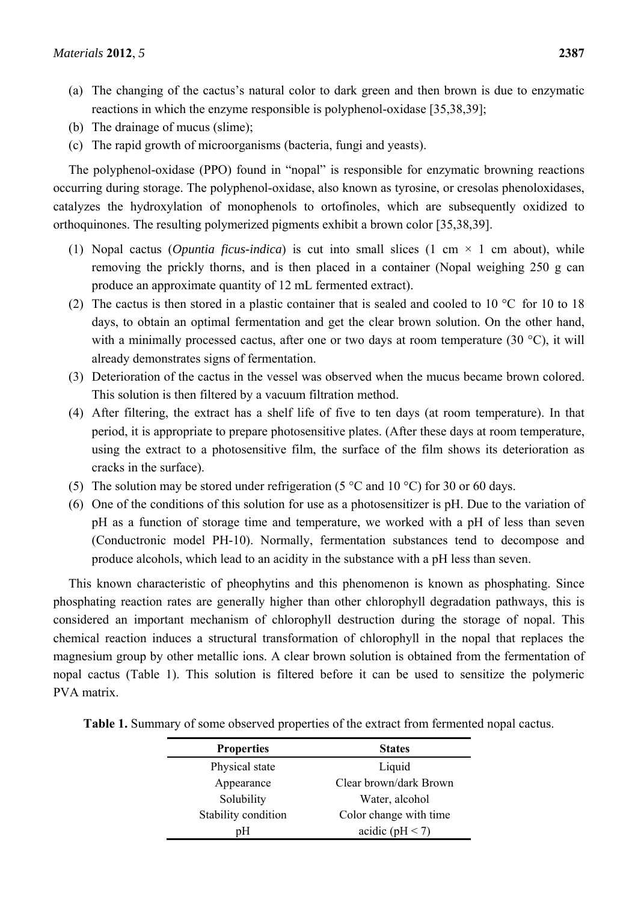(a) The changing of the cactus's natural color to dark green and then brown is due to enzymatic reactions in which the enzyme responsible is polyphenol-oxidase [35,38,39];
(b) The drainage of mucus (slime);
(c) The rapid growth of microorganisms (bacteria, fungi and yeasts).

The polyphenol-oxidase (PPO) found in "nopal" is responsible for enzymatic browning reactions occurring during storage. The polyphenol-oxidase, also known as tyrosine, or cresolas phenoloxidases, catalyzes the hydroxylation of monophenols to ortofinoles, which are subsequently oxidized to orthoquinones. The resulting polymerized pigments exhibit a brown color [35,38,39].

(1) Nopal cactus (*Opuntia ficus-indica*) is cut into small slices (1 cm × 1 cm about), while removing the prickly thorns, and is then placed in a container (Nopal weighing 250 g can produce an approximate quantity of 12 mL fermented extract).
(2) The cactus is then stored in a plastic container that is sealed and cooled to 10 °C for 10 to 18 days, to obtain an optimal fermentation and get the clear brown solution. On the other hand, with a minimally processed cactus, after one or two days at room temperature (30 °C), it will already demonstrates signs of fermentation.
(3) Deterioration of the cactus in the vessel was observed when the mucus became brown colored. This solution is then filtered by a vacuum filtration method.
(4) After filtering, the extract has a shelf life of five to ten days (at room temperature). In that period, it is appropriate to prepare photosensitive plates. (After these days at room temperature, using the extract to a photosensitive film, the surface of the film shows its deterioration as cracks in the surface).
(5) The solution may be stored under refrigeration (5 °C and 10 °C) for 30 or 60 days.
(6) One of the conditions of this solution for use as a photosensitizer is pH. Due to the variation of pH as a function of storage time and temperature, we worked with a pH of less than seven (Conductronic model PH-10). Normally, fermentation substances tend to decompose and produce alcohols, which lead to an acidity in the substance with a pH less than seven.

This known characteristic of pheophytins and this phenomenon is known as phosphating. Since phosphating reaction rates are generally higher than other chlorophyll degradation pathways, this is considered an important mechanism of chlorophyll destruction during the storage of nopal. This chemical reaction induces a structural transformation of chlorophyll in the nopal that replaces the magnesium group by other metallic ions. A clear brown solution is obtained from the fermentation of nopal cactus (Table 1). This solution is filtered before it can be used to sensitize the polymeric PVA matrix.

**Table 1.** Summary of some observed properties of the extract from fermented nopal cactus.

| Properties | States |
|---|---|
| Physical state | Liquid |
| Appearance | Clear brown/dark Brown |
| Solubility | Water, alcohol |
| Stability condition | Color change with time |
| pH | acidic ($pH < 7$) |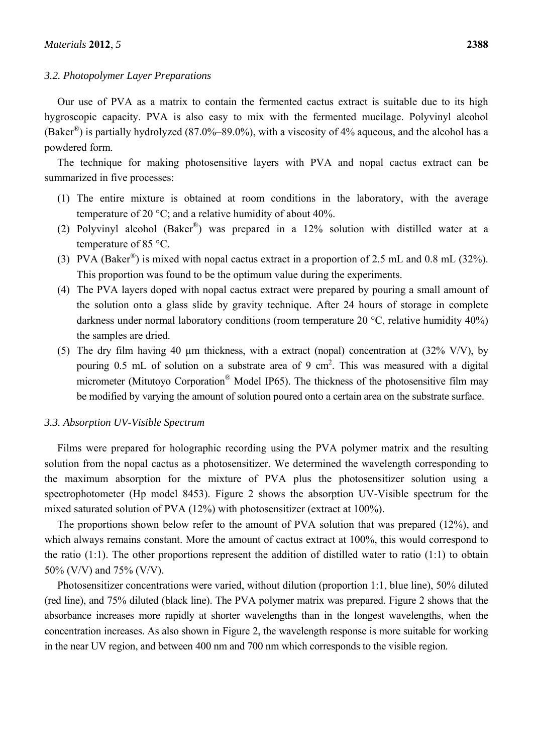### 3.2. Photopolymer Layer Preparations

Our use of PVA as a matrix to contain the fermented cactus extract is suitable due to its high hygroscopic capacity. PVA is also easy to mix with the fermented mucilage. Polyvinyl alcohol (Baker®) is partially hydrolyzed (87.0%–89.0%), with a viscosity of 4% aqueous, and the alcohol has a powdered form.

The technique for making photosensitive layers with PVA and nopal cactus extract can be summarized in five processes:

(1) The entire mixture is obtained at room conditions in the laboratory, with the average temperature of 20 °C; and a relative humidity of about 40%.

(2) Polyvinyl alcohol (Baker®) was prepared in a 12% solution with distilled water at a temperature of 85 °C.

(3) PVA (Baker®) is mixed with nopal cactus extract in a proportion of 2.5 mL and 0.8 mL (32%). This proportion was found to be the optimum value during the experiments.

(4) The PVA layers doped with nopal cactus extract were prepared by pouring a small amount of the solution onto a glass slide by gravity technique. After 24 hours of storage in complete darkness under normal laboratory conditions (room temperature 20 °C, relative humidity 40%) the samples are dried.

(5) The dry film having 40 μm thickness, with a extract (nopal) concentration at (32% V/V), by pouring 0.5 mL of solution on a substrate area of 9 $cm^2$. This was measured with a digital micrometer (Mitutoyo Corporation® Model IP65). The thickness of the photosensitive film may be modified by varying the amount of solution poured onto a certain area on the substrate surface.

### 3.3. Absorption UV-Visible Spectrum

Films were prepared for holographic recording using the PVA polymer matrix and the resulting solution from the nopal cactus as a photosensitizer. We determined the wavelength corresponding to the maximum absorption for the mixture of PVA plus the photosensitizer solution using a spectrophotometer (Hp model 8453). Figure 2 shows the absorption UV-Visible spectrum for the mixed saturated solution of PVA (12%) with photosensitizer (extract at 100%).

The proportions shown below refer to the amount of PVA solution that was prepared (12%), and which always remains constant. More the amount of cactus extract at 100%, this would correspond to the ratio (1:1). The other proportions represent the addition of distilled water to ratio (1:1) to obtain 50% (V/V) and 75% (V/V).

Photosensitizer concentrations were varied, without dilution (proportion 1:1, blue line), 50% diluted (red line), and 75% diluted (black line). The PVA polymer matrix was prepared. Figure 2 shows that the absorbance increases more rapidly at shorter wavelengths than in the longest wavelengths, when the concentration increases. As also shown in Figure 2, the wavelength response is more suitable for working in the near UV region, and between 400 nm and 700 nm which corresponds to the visible region.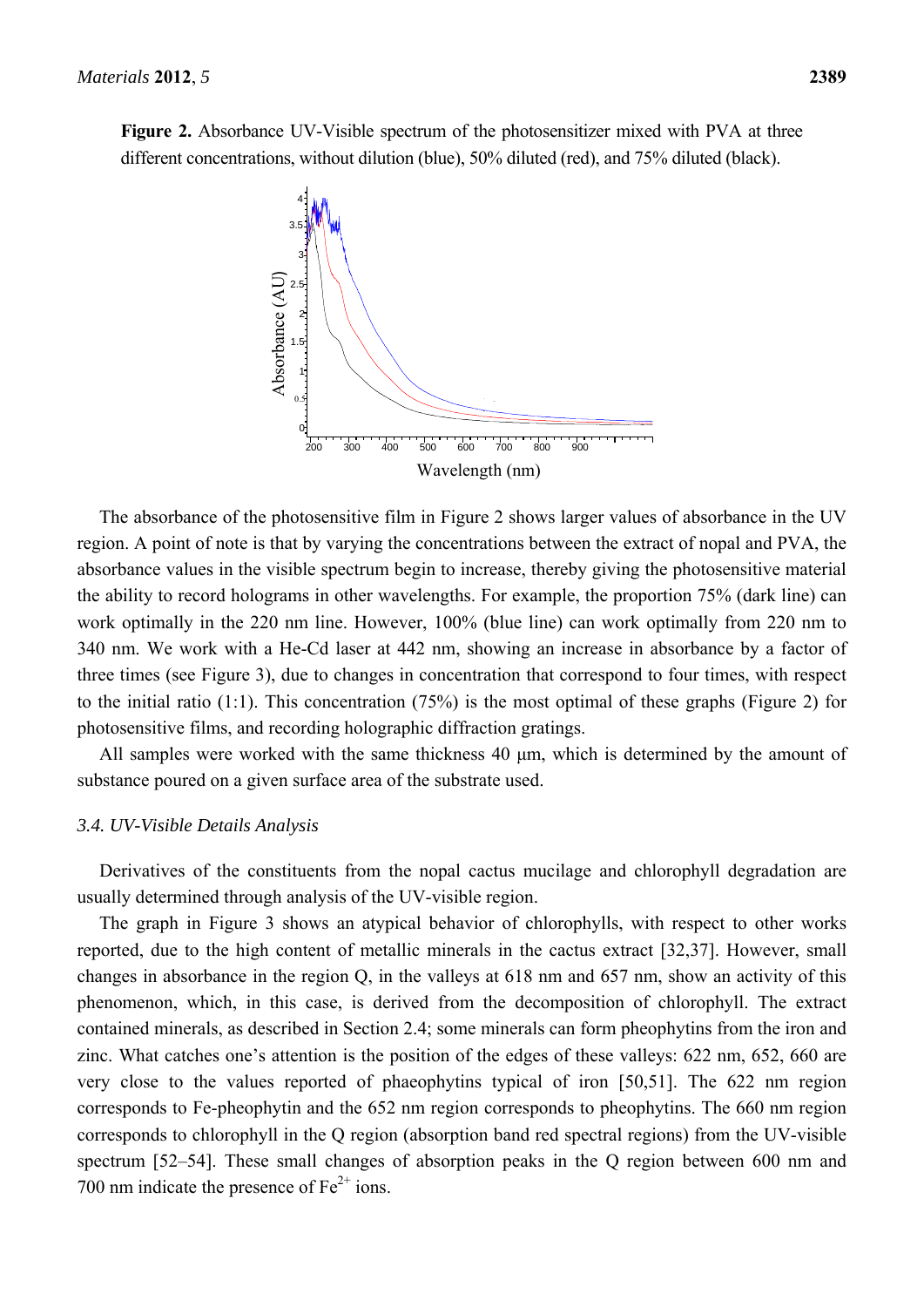**Figure 2.** Absorbance UV-Visible spectrum of the photosensitizer mixed with PVA at three different concentrations, without dilution (blue), 50% diluted (red), and 75% diluted (black).

The absorbance of the photosensitive film in Figure 2 shows larger values of absorbance in the UV region. A point of note is that by varying the concentrations between the extract of nopal and PVA, the absorbance values in the visible spectrum begin to increase, thereby giving the photosensitive material the ability to record holograms in other wavelengths. For example, the proportion 75% (dark line) can work optimally in the 220 nm line. However, 100% (blue line) can work optimally from 220 nm to 340 nm. We work with a He-Cd laser at 442 nm, showing an increase in absorbance by a factor of three times (see Figure 3), due to changes in concentration that correspond to four times, with respect to the initial ratio (1:1). This concentration (75%) is the most optimal of these graphs (Figure 2) for photosensitive films, and recording holographic diffraction gratings.

All samples were worked with the same thickness 40 µm, which is determined by the amount of substance poured on a given surface area of the substrate used.

### *3.4. UV-Visible Details Analysis*

Derivatives of the constituents from the nopal cactus mucilage and chlorophyll degradation are usually determined through analysis of the UV-visible region.

The graph in Figure 3 shows an atypical behavior of chlorophylls, with respect to other works reported, due to the high content of metallic minerals in the cactus extract [32,37]. However, small changes in absorbance in the region Q, in the valleys at 618 nm and 657 nm, show an activity of this phenomenon, which, in this case, is derived from the decomposition of chlorophyll. The extract contained minerals, as described in Section 2.4; some minerals can form pheophytins from the iron and zinc. What catches one's attention is the position of the edges of these valleys: 622 nm, 652, 660 are very close to the values reported of phaeophytins typical of iron [50,51]. The 622 nm region corresponds to Fe-pheophytin and the 652 nm region corresponds to pheophytins. The 660 nm region corresponds to chlorophyll in the Q region (absorption band red spectral regions) from the UV-visible spectrum [52–54]. These small changes of absorption peaks in the Q region between 600 nm and 700 nm indicate the presence of $Fe^{2+}$ ions.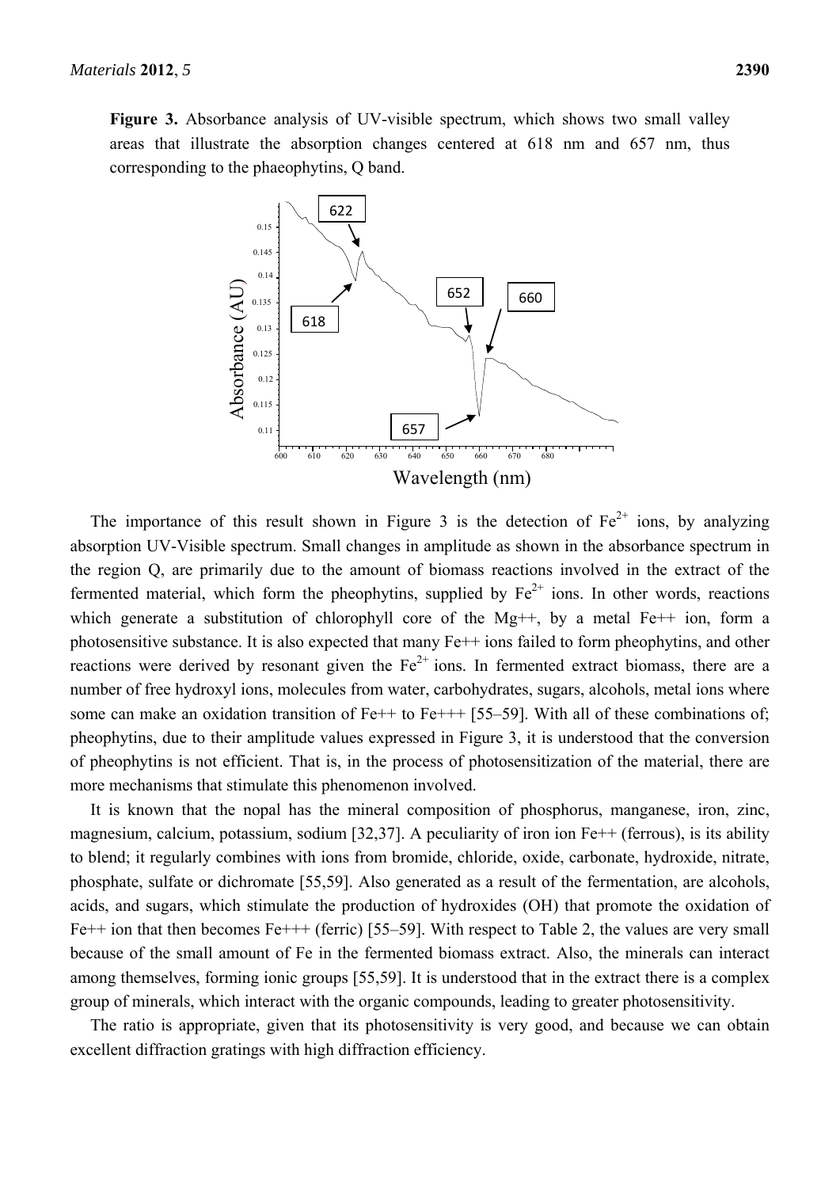**Figure 3.** Absorbance analysis of UV-visible spectrum, which shows two small valley areas that illustrate the absorption changes centered at 618 nm and 657 nm, thus corresponding to the phaeophytins, Q band.

The importance of this result shown in Figure 3 is the detection of $Fe^{2+}$ ions, by analyzing absorption UV-Visible spectrum. Small changes in amplitude as shown in the absorbance spectrum in the region Q, are primarily due to the amount of biomass reactions involved in the extract of the fermented material, which form the pheophytins, supplied by $Fe^{2+}$ ions. In other words, reactions which generate a substitution of chlorophyll core of the Mg++, by a metal Fe++ ion, form a photosensitive substance. It is also expected that many Fe++ ions failed to form pheophytins, and other reactions were derived by resonant given the $Fe^{2+}$ ions. In fermented extract biomass, there are a number of free hydroxyl ions, molecules from water, carbohydrates, sugars, alcohols, metal ions where some can make an oxidation transition of Fe++ to Fe+++ [55–59]. With all of these combinations of; pheophytins, due to their amplitude values expressed in Figure 3, it is understood that the conversion of pheophytins is not efficient. That is, in the process of photosensitization of the material, there are more mechanisms that stimulate this phenomenon involved.

It is known that the nopal has the mineral composition of phosphorus, manganese, iron, zinc, magnesium, calcium, potassium, sodium [32,37]. A peculiarity of iron ion Fe++ (ferrous), is its ability to blend; it regularly combines with ions from bromide, chloride, oxide, carbonate, hydroxide, nitrate, phosphate, sulfate or dichromate [55,59]. Also generated as a result of the fermentation, are alcohols, acids, and sugars, which stimulate the production of hydroxides (OH) that promote the oxidation of Fe++ ion that then becomes Fe+++ (ferric) [55–59]. With respect to Table 2, the values are very small because of the small amount of Fe in the fermented biomass extract. Also, the minerals can interact among themselves, forming ionic groups [55,59]. It is understood that in the extract there is a complex group of minerals, which interact with the organic compounds, leading to greater photosensitivity.

The ratio is appropriate, given that its photosensitivity is very good, and because we can obtain excellent diffraction gratings with high diffraction efficiency.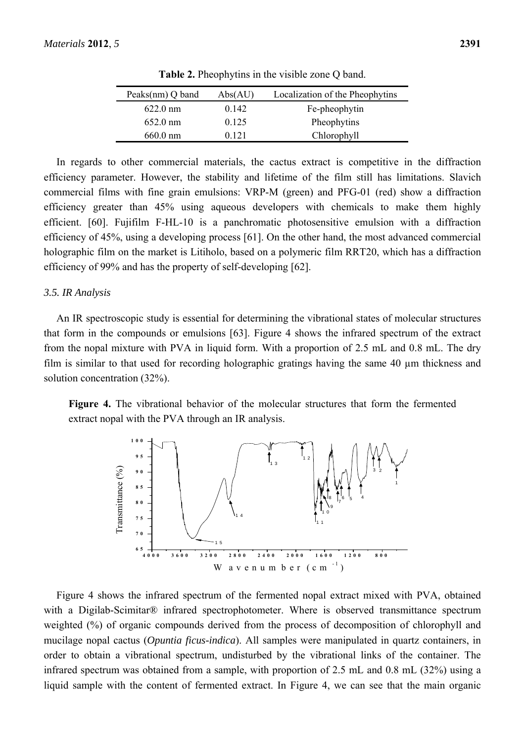**Table 2.** Pheophytins in the visible zone Q band.

| Peaks(nm) Q band | Abs(AU) | Localization of the Pheophytins |
| --- | --- | --- |
| 622.0 nm | 0.142 | Fe-pheophytin |
| 652.0 nm | 0.125 | Pheophytins |
| 660.0 nm | 0.121 | Chlorophyll |

In regards to other commercial materials, the cactus extract is competitive in the diffraction efficiency parameter. However, the stability and lifetime of the film still has limitations. Slavich commercial films with fine grain emulsions: VRP-M (green) and PFG-01 (red) show a diffraction efficiency greater than 45% using aqueous developers with chemicals to make them highly efficient. [60]. Fujifilm F-HL-10 is a panchromatic photosensitive emulsion with a diffraction efficiency of 45%, using a developing process [61]. On the other hand, the most advanced commercial holographic film on the market is Litiholo, based on a polymeric film RRT20, which has a diffraction efficiency of 99% and has the property of self-developing [62].

### 3.5. IR Analysis

An IR spectroscopic study is essential for determining the vibrational states of molecular structures that form in the compounds or emulsions [63]. Figure 4 shows the infrared spectrum of the extract from the nopal mixture with PVA in liquid form. With a proportion of 2.5 mL and 0.8 mL. The dry film is similar to that used for recording holographic gratings having the same 40 μm thickness and solution concentration (32%).

**Figure 4.** The vibrational behavior of the molecular structures that form the fermented extract nopal with the PVA through an IR analysis.

Figure 4 shows the infrared spectrum of the fermented nopal extract mixed with PVA, obtained with a Digilab-Scimitar® infrared spectrophotometer. Where is observed transmittance spectrum weighted (%) of organic compounds derived from the process of decomposition of chlorophyll and mucilage nopal cactus (*Opuntia ficus-indica*). All samples were manipulated in quartz containers, in order to obtain a vibrational spectrum, undisturbed by the vibrational links of the container. The infrared spectrum was obtained from a sample, with proportion of 2.5 mL and 0.8 mL (32%) using a liquid sample with the content of fermented extract. In Figure 4, we can see that the main organic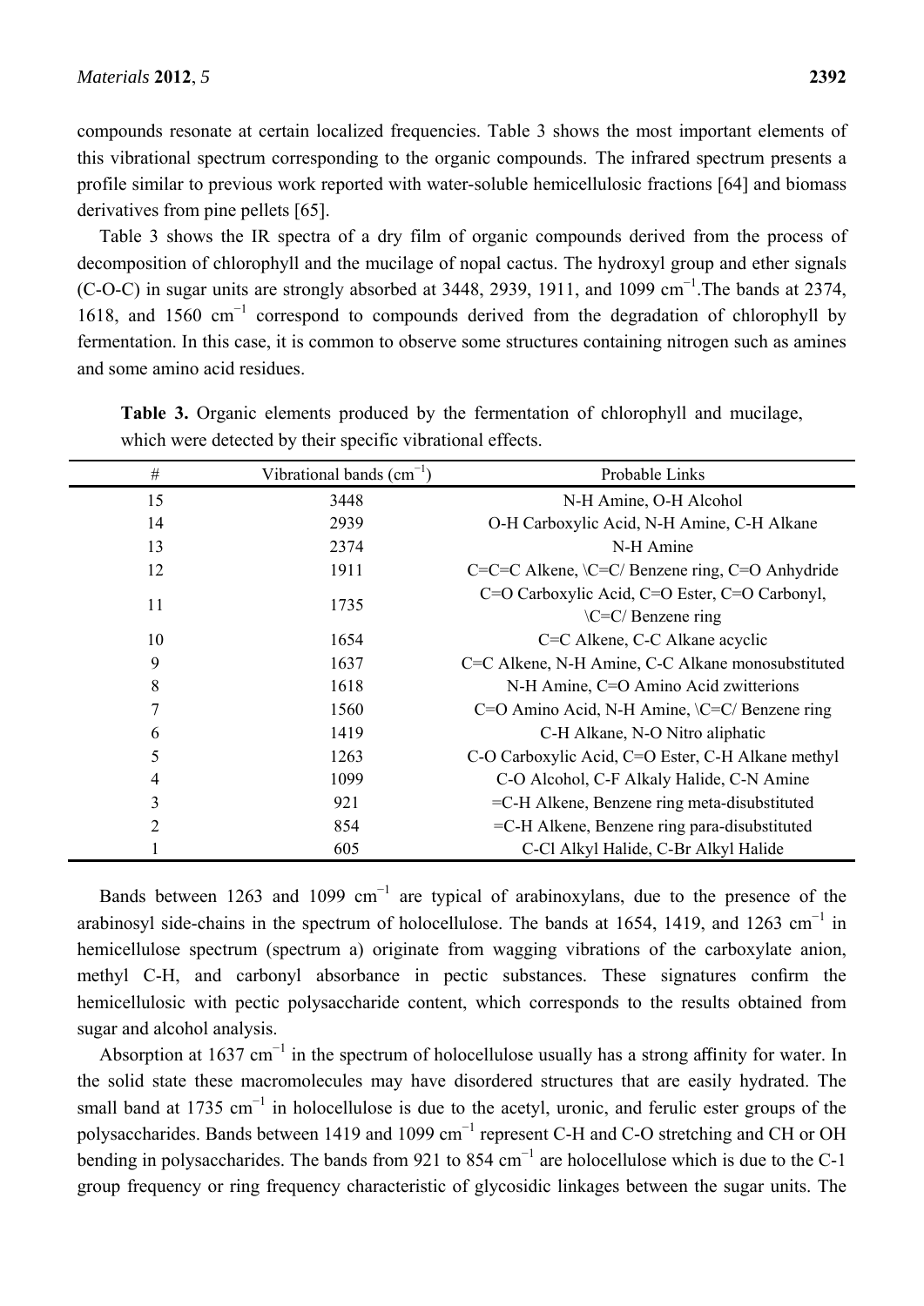compounds resonate at certain localized frequencies. Table 3 shows the most important elements of this vibrational spectrum corresponding to the organic compounds. The infrared spectrum presents a profile similar to previous work reported with water-soluble hemicellulosic fractions [64] and biomass derivatives from pine pellets [65].

Table 3 shows the IR spectra of a dry film of organic compounds derived from the process of decomposition of chlorophyll and the mucilage of nopal cactus. The hydroxyl group and ether signals (C-O-C) in sugar units are strongly absorbed at 3448, 2939, 1911, and 1099 $cm^{-1}$.The bands at 2374, 1618, and 1560 $cm^{-1}$ correspond to compounds derived from the degradation of chlorophyll by fermentation. In this case, it is common to observe some structures containing nitrogen such as amines and some amino acid residues.

**Table 3.** Organic elements produced by the fermentation of chlorophyll and mucilage, which were detected by their specific vibrational effects.

| # | Vibrational bands ($cm^{-1}$) | Probable Links |
|---|---|---|
| 15 | 3448 | N-H Amine, O-H Alcohol |
| 14 | 2939 | O-H Carboxylic Acid, N-H Amine, C-H Alkane |
| 13 | 2374 | N-H Amine |
| 12 | 1911 | C=C=C Alkene, \C=C/ Benzene ring, C=O Anhydride |
| 11 | 1735 | C=O Carboxylic Acid, C=O Ester, C=O Carbonyl, \C=C/ Benzene ring |
| 10 | 1654 | C=C Alkene, C-C Alkane acyclic |
| 9 | 1637 | C=C Alkene, N-H Amine, C-C Alkane monosubstituted |
| 8 | 1618 | N-H Amine, C=O Amino Acid zwitterions |
| 7 | 1560 | C=O Amino Acid, N-H Amine, \C=C/ Benzene ring |
| 6 | 1419 | C-H Alkane, N-O Nitro aliphatic |
| 5 | 1263 | C-O Carboxylic Acid, C=O Ester, C-H Alkane methyl |
| 4 | 1099 | C-O Alcohol, C-F Alkaly Halide, C-N Amine |
| 3 | 921 | =C-H Alkene, Benzene ring meta-disubstituted |
| 2 | 854 | =C-H Alkene, Benzene ring para-disubstituted |
| 1 | 605 | C-Cl Alkyl Halide, C-Br Alkyl Halide |

Bands between 1263 and 1099 $cm^{-1}$ are typical of arabinoxylans, due to the presence of the arabinosyl side-chains in the spectrum of holocellulose. The bands at 1654, 1419, and 1263 $cm^{-1}$ in hemicellulose spectrum (spectrum a) originate from wagging vibrations of the carboxylate anion, methyl C-H, and carbonyl absorbance in pectic substances. These signatures confirm the hemicellulosic with pectic polysaccharide content, which corresponds to the results obtained from sugar and alcohol analysis.

Absorption at 1637 $cm^{-1}$ in the spectrum of holocellulose usually has a strong affinity for water. In the solid state these macromolecules may have disordered structures that are easily hydrated. The small band at 1735 $cm^{-1}$ in holocellulose is due to the acetyl, uronic, and ferulic ester groups of the polysaccharides. Bands between 1419 and 1099 $cm^{-1}$ represent C-H and C-O stretching and CH or OH bending in polysaccharides. The bands from 921 to 854 $cm^{-1}$ are holocellulose which is due to the C-1 group frequency or ring frequency characteristic of glycosidic linkages between the sugar units. The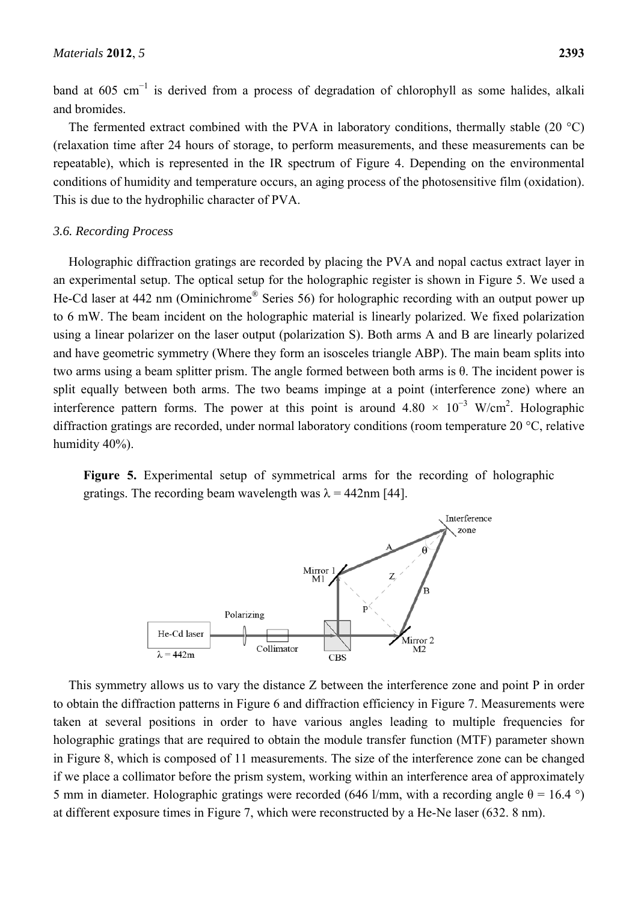band at 605 $cm^{-1}$ is derived from a process of degradation of chlorophyll as some halides, alkali and bromides.

The fermented extract combined with the PVA in laboratory conditions, thermally stable (20 °C) (relaxation time after 24 hours of storage, to perform measurements, and these measurements can be repeatable), which is represented in the IR spectrum of Figure 4. Depending on the environmental conditions of humidity and temperature occurs, an aging process of the photosensitive film (oxidation). This is due to the hydrophilic character of PVA.

### *3.6. Recording Process*

Holographic diffraction gratings are recorded by placing the PVA and nopal cactus extract layer in an experimental setup. The optical setup for the holographic register is shown in Figure 5. We used a He-Cd laser at 442 nm (Ominichrome® Series 56) for holographic recording with an output power up to 6 mW. The beam incident on the holographic material is linearly polarized. We fixed polarization using a linear polarizer on the laser output (polarization S). Both arms A and B are linearly polarized and have geometric symmetry (Where they form an isosceles triangle ABP). The main beam splits into two arms using a beam splitter prism. The angle formed between both arms is θ. The incident power is split equally between both arms. The two beams impinge at a point (interference zone) where an interference pattern forms. The power at this point is around $4.80 \times 10^{-3}$ W/$cm^2$. Holographic diffraction gratings are recorded, under normal laboratory conditions (room temperature 20 °C, relative humidity 40%).

**Figure 5.** Experimental setup of symmetrical arms for the recording of holographic gratings. The recording beam wavelength was λ = 442nm [44].

This symmetry allows us to vary the distance Z between the interference zone and point P in order to obtain the diffraction patterns in Figure 6 and diffraction efficiency in Figure 7. Measurements were taken at several positions in order to have various angles leading to multiple frequencies for holographic gratings that are required to obtain the module transfer function (MTF) parameter shown in Figure 8, which is composed of 11 measurements. The size of the interference zone can be changed if we place a collimator before the prism system, working within an interference area of approximately 5 mm in diameter. Holographic gratings were recorded (646 l/mm, with a recording angle θ = 16.4 °) at different exposure times in Figure 7, which were reconstructed by a He-Ne laser (632. 8 nm).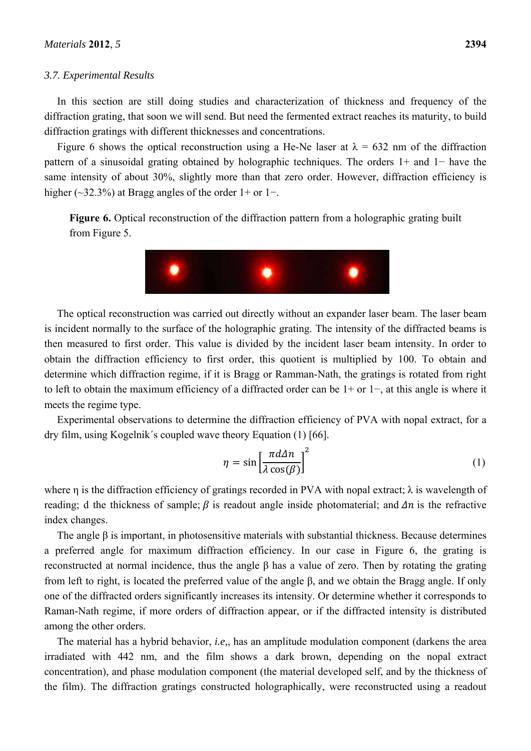### 3.7. Experimental Results

In this section are still doing studies and characterization of thickness and frequency of the diffraction grating, that soon we will send. But need the fermented extract reaches its maturity, to build diffraction gratings with different thicknesses and concentrations.

Figure 6 shows the optical reconstruction using a He-Ne laser at λ = 632 nm of the diffraction pattern of a sinusoidal grating obtained by holographic techniques. The orders 1+ and 1− have the same intensity of about 30%, slightly more than that zero order. However, diffraction efficiency is higher (~32.3%) at Bragg angles of the order 1+ or 1−.

**Figure 6.** Optical reconstruction of the diffraction pattern from a holographic grating built from Figure 5.

The optical reconstruction was carried out directly without an expander laser beam. The laser beam is incident normally to the surface of the holographic grating. The intensity of the diffracted beams is then measured to first order. This value is divided by the incident laser beam intensity. In order to obtain the diffraction efficiency to first order, this quotient is multiplied by 100. To obtain and determine which diffraction regime, if it is Bragg or Ramman-Nath, the gratings is rotated from right to left to obtain the maximum efficiency of a diffracted order can be 1+ or 1−, at this angle is where it meets the regime type.

Experimental observations to determine the diffraction efficiency of PVA with nopal extract, for a dry film, using Kogelnik´s coupled wave theory Equation (1) [66].

$$\eta = \sin\left[\frac{\pi d \Delta n}{\lambda \cos(\beta)}\right]^2 \tag{1}$$

where η is the diffraction efficiency of gratings recorded in PVA with nopal extract; λ is wavelength of reading; d the thickness of sample; $\beta$ is readout angle inside photomaterial; and $\Delta n$ is the refractive index changes.

The angle β is important, in photosensitive materials with substantial thickness. Because determines a preferred angle for maximum diffraction efficiency. In our case in Figure 6, the grating is reconstructed at normal incidence, thus the angle β has a value of zero. Then by rotating the grating from left to right, is located the preferred value of the angle β, and we obtain the Bragg angle. If only one of the diffracted orders significantly increases its intensity. Or determine whether it corresponds to Raman-Nath regime, if more orders of diffraction appear, or if the diffracted intensity is distributed among the other orders.

The material has a hybrid behavior, *i.e*,, has an amplitude modulation component (darkens the area irradiated with 442 nm, and the film shows a dark brown, depending on the nopal extract concentration), and phase modulation component (the material developed self, and by the thickness of the film). The diffraction gratings constructed holographically, were reconstructed using a readout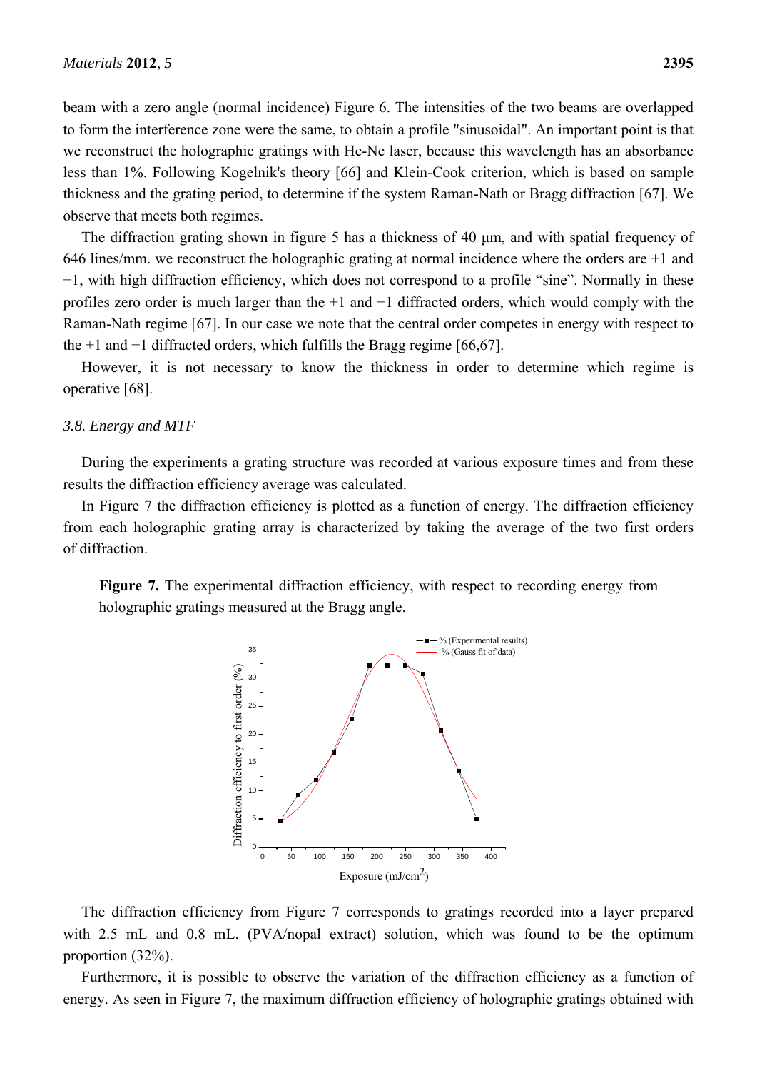beam with a zero angle (normal incidence) Figure 6. The intensities of the two beams are overlapped to form the interference zone were the same, to obtain a profile "sinusoidal". An important point is that we reconstruct the holographic gratings with He-Ne laser, because this wavelength has an absorbance less than 1%. Following Kogelnik's theory [66] and Klein-Cook criterion, which is based on sample thickness and the grating period, to determine if the system Raman-Nath or Bragg diffraction [67]. We observe that meets both regimes.

The diffraction grating shown in figure 5 has a thickness of 40 μm, and with spatial frequency of 646 lines/mm. we reconstruct the holographic grating at normal incidence where the orders are +1 and −1, with high diffraction efficiency, which does not correspond to a profile "sine". Normally in these profiles zero order is much larger than the +1 and −1 diffracted orders, which would comply with the Raman-Nath regime [67]. In our case we note that the central order competes in energy with respect to the +1 and −1 diffracted orders, which fulfills the Bragg regime [66,67].

However, it is not necessary to know the thickness in order to determine which regime is operative [68].

### *3.8. Energy and MTF*

During the experiments a grating structure was recorded at various exposure times and from these results the diffraction efficiency average was calculated.

In Figure 7 the diffraction efficiency is plotted as a function of energy. The diffraction efficiency from each holographic grating array is characterized by taking the average of the two first orders of diffraction.

**Figure 7.** The experimental diffraction efficiency, with respect to recording energy from holographic gratings measured at the Bragg angle.

The diffraction efficiency from Figure 7 corresponds to gratings recorded into a layer prepared with 2.5 mL and 0.8 mL. (PVA/nopal extract) solution, which was found to be the optimum proportion (32%).

Furthermore, it is possible to observe the variation of the diffraction efficiency as a function of energy. As seen in Figure 7, the maximum diffraction efficiency of holographic gratings obtained with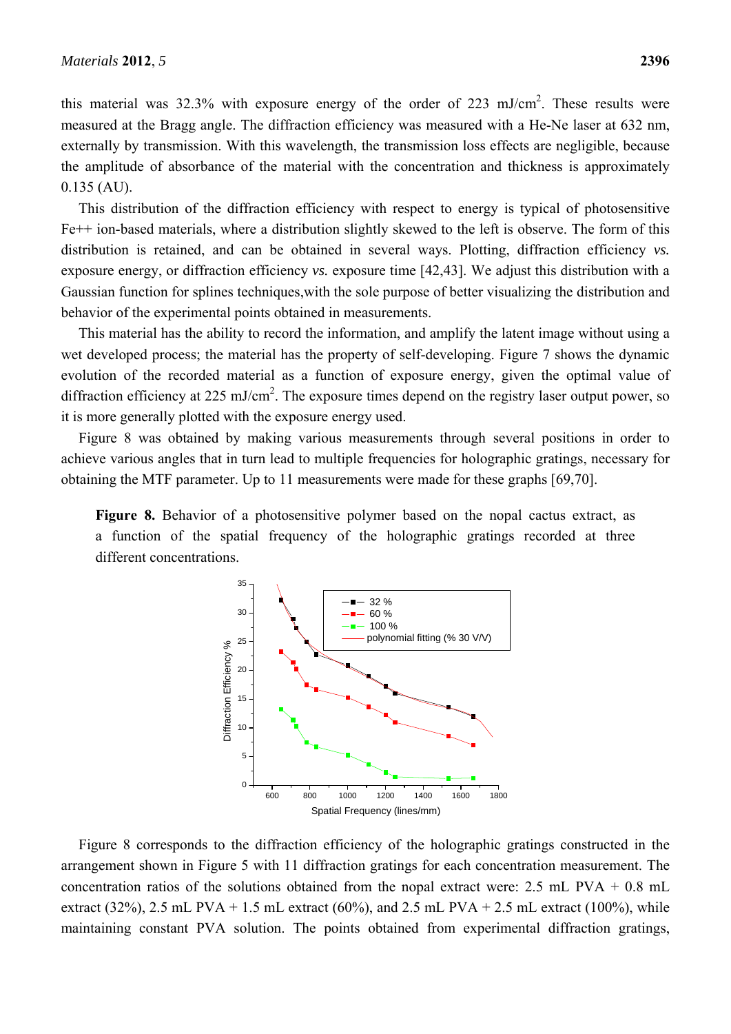this material was 32.3% with exposure energy of the order of 223 mJ/cm$^2$. These results were measured at the Bragg angle. The diffraction efficiency was measured with a He-Ne laser at 632 nm, externally by transmission. With this wavelength, the transmission loss effects are negligible, because the amplitude of absorbance of the material with the concentration and thickness is approximately 0.135 (AU).

This distribution of the diffraction efficiency with respect to energy is typical of photosensitive Fe++ ion-based materials, where a distribution slightly skewed to the left is observe. The form of this distribution is retained, and can be obtained in several ways. Plotting, diffraction efficiency *vs.* exposure energy, or diffraction efficiency *vs.* exposure time [42,43]. We adjust this distribution with a Gaussian function for splines techniques,with the sole purpose of better visualizing the distribution and behavior of the experimental points obtained in measurements.

This material has the ability to record the information, and amplify the latent image without using a wet developed process; the material has the property of self-developing. Figure 7 shows the dynamic evolution of the recorded material as a function of exposure energy, given the optimal value of diffraction efficiency at 225 mJ/cm$^2$. The exposure times depend on the registry laser output power, so it is more generally plotted with the exposure energy used.

Figure 8 was obtained by making various measurements through several positions in order to achieve various angles that in turn lead to multiple frequencies for holographic gratings, necessary for obtaining the MTF parameter. Up to 11 measurements were made for these graphs [69,70].

**Figure 8.** Behavior of a photosensitive polymer based on the nopal cactus extract, as a function of the spatial frequency of the holographic gratings recorded at three different concentrations.

Figure 8 corresponds to the diffraction efficiency of the holographic gratings constructed in the arrangement shown in Figure 5 with 11 diffraction gratings for each concentration measurement. The concentration ratios of the solutions obtained from the nopal extract were: 2.5 mL PVA + 0.8 mL extract (32%), 2.5 mL PVA + 1.5 mL extract (60%), and 2.5 mL PVA + 2.5 mL extract (100%), while maintaining constant PVA solution. The points obtained from experimental diffraction gratings,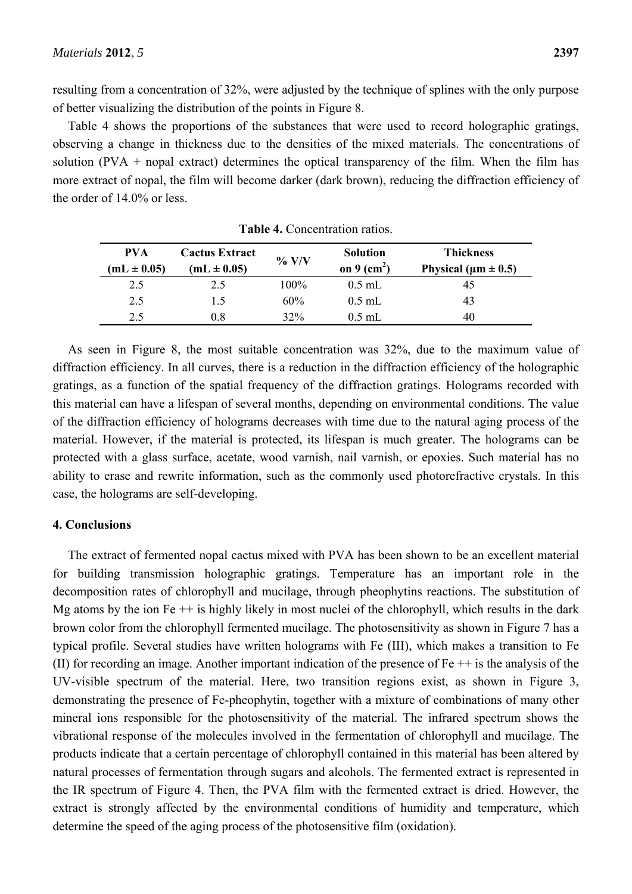resulting from a concentration of 32%, were adjusted by the technique of splines with the only purpose of better visualizing the distribution of the points in Figure 8.

Table 4 shows the proportions of the substances that were used to record holographic gratings, observing a change in thickness due to the densities of the mixed materials. The concentrations of solution (PVA + nopal extract) determines the optical transparency of the film. When the film has more extract of nopal, the film will become darker (dark brown), reducing the diffraction efficiency of the order of 14.0% or less.

**Table 4.** Concentration ratios.

| PVA (mL ± 0.05) | Cactus Extract (mL ± 0.05) | % V/V | Solution on 9 ($cm^2$) | Thickness Physical (μm ± 0.5) |
|---|---|---|---|---|
| 2.5 | 2.5 | 100% | 0.5 mL | 45 |
| 2.5 | 1.5 | 60% | 0.5 mL | 43 |
| 2.5 | 0.8 | 32% | 0.5 mL | 40 |

As seen in Figure 8, the most suitable concentration was 32%, due to the maximum value of diffraction efficiency. In all curves, there is a reduction in the diffraction efficiency of the holographic gratings, as a function of the spatial frequency of the diffraction gratings. Holograms recorded with this material can have a lifespan of several months, depending on environmental conditions. The value of the diffraction efficiency of holograms decreases with time due to the natural aging process of the material. However, if the material is protected, its lifespan is much greater. The holograms can be protected with a glass surface, acetate, wood varnish, nail varnish, or epoxies. Such material has no ability to erase and rewrite information, such as the commonly used photorefractive crystals. In this case, the holograms are self-developing.

## 4. Conclusions

The extract of fermented nopal cactus mixed with PVA has been shown to be an excellent material for building transmission holographic gratings. Temperature has an important role in the decomposition rates of chlorophyll and mucilage, through pheophytins reactions. The substitution of Mg atoms by the ion $Fe^{++}$ is highly likely in most nuclei of the chlorophyll, which results in the dark brown color from the chlorophyll fermented mucilage. The photosensitivity as shown in Figure 7 has a typical profile. Several studies have written holograms with Fe (III), which makes a transition to Fe (II) for recording an image. Another important indication of the presence of $Fe^{++}$ is the analysis of the UV-visible spectrum of the material. Here, two transition regions exist, as shown in Figure 3, demonstrating the presence of Fe-pheophytin, together with a mixture of combinations of many other mineral ions responsible for the photosensitivity of the material. The infrared spectrum shows the vibrational response of the molecules involved in the fermentation of chlorophyll and mucilage. The products indicate that a certain percentage of chlorophyll contained in this material has been altered by natural processes of fermentation through sugars and alcohols. The fermented extract is represented in the IR spectrum of Figure 4. Then, the PVA film with the fermented extract is dried. However, the extract is strongly affected by the environmental conditions of humidity and temperature, which determine the speed of the aging process of the photosensitive film (oxidation).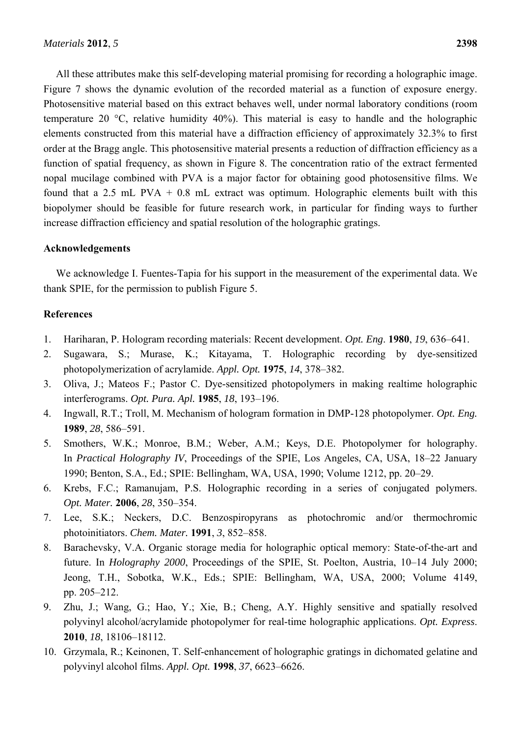All these attributes make this self-developing material promising for recording a holographic image. Figure 7 shows the dynamic evolution of the recorded material as a function of exposure energy. Photosensitive material based on this extract behaves well, under normal laboratory conditions (room temperature 20 °C, relative humidity 40%). This material is easy to handle and the holographic elements constructed from this material have a diffraction efficiency of approximately 32.3% to first order at the Bragg angle. This photosensitive material presents a reduction of diffraction efficiency as a function of spatial frequency, as shown in Figure 8. The concentration ratio of the extract fermented nopal mucilage combined with PVA is a major factor for obtaining good photosensitive films. We found that a 2.5 mL PVA + 0.8 mL extract was optimum. Holographic elements built with this biopolymer should be feasible for future research work, in particular for finding ways to further increase diffraction efficiency and spatial resolution of the holographic gratings.

## Acknowledgements

We acknowledge I. Fuentes-Tapia for his support in the measurement of the experimental data. We thank SPIE, for the permission to publish Figure 5.

## References

1. Hariharan, P. Hologram recording materials: Recent development. *Opt. Eng*. **1980**, *19*, 636–641.
2. Sugawara, S.; Murase, K.; Kitayama, T. Holographic recording by dye-sensitized photopolymerization of acrylamide. *Appl. Opt.* **1975**, *14*, 378–382.
3. Oliva, J.; Mateos F.; Pastor C. Dye-sensitized photopolymers in making realtime holographic interferograms. *Opt. Pura. Apl.* **1985**, *18*, 193–196.
4. Ingwall, R.T.; Troll, M. Mechanism of hologram formation in DMP-128 photopolymer. *Opt. Eng.* **1989**, *28*, 586–591.
5. Smothers, W.K.; Monroe, B.M.; Weber, A.M.; Keys, D.E. Photopolymer for holography. In *Practical Holography IV*, Proceedings of the SPIE, Los Angeles, CA, USA, 18–22 January 1990; Benton, S.A., Ed.; SPIE: Bellingham, WA, USA, 1990; Volume 1212, pp. 20–29.
6. Krebs, F.C.; Ramanujam, P.S. Holographic recording in a series of conjugated polymers. *Opt. Mater.* **2006**, *28*, 350–354.
7. Lee, S.K.; Neckers, D.C. Benzospiropyrans as photochromic and/or thermochromic photoinitiators. *Chem. Mater.* **1991**, *3*, 852–858.
8. Barachevsky, V.A. Organic storage media for holographic optical memory: State-of-the-art and future. In *Holography 2000*, Proceedings of the SPIE, St. Poelton, Austria, 10–14 July 2000; Jeong, T.H., Sobotka, W.K., Eds.; SPIE: Bellingham, WA, USA, 2000; Volume 4149, pp. 205–212.
9. Zhu, J.; Wang, G.; Hao, Y.; Xie, B.; Cheng, A.Y. Highly sensitive and spatially resolved polyvinyl alcohol/acrylamide photopolymer for real-time holographic applications. *Opt. Express*. **2010**, *18*, 18106–18112.
10. Grzymala, R.; Keinonen, T. Self-enhancement of holographic gratings in dichomated gelatine and polyvinyl alcohol films. *Appl. Opt.* **1998**, *37*, 6623–6626.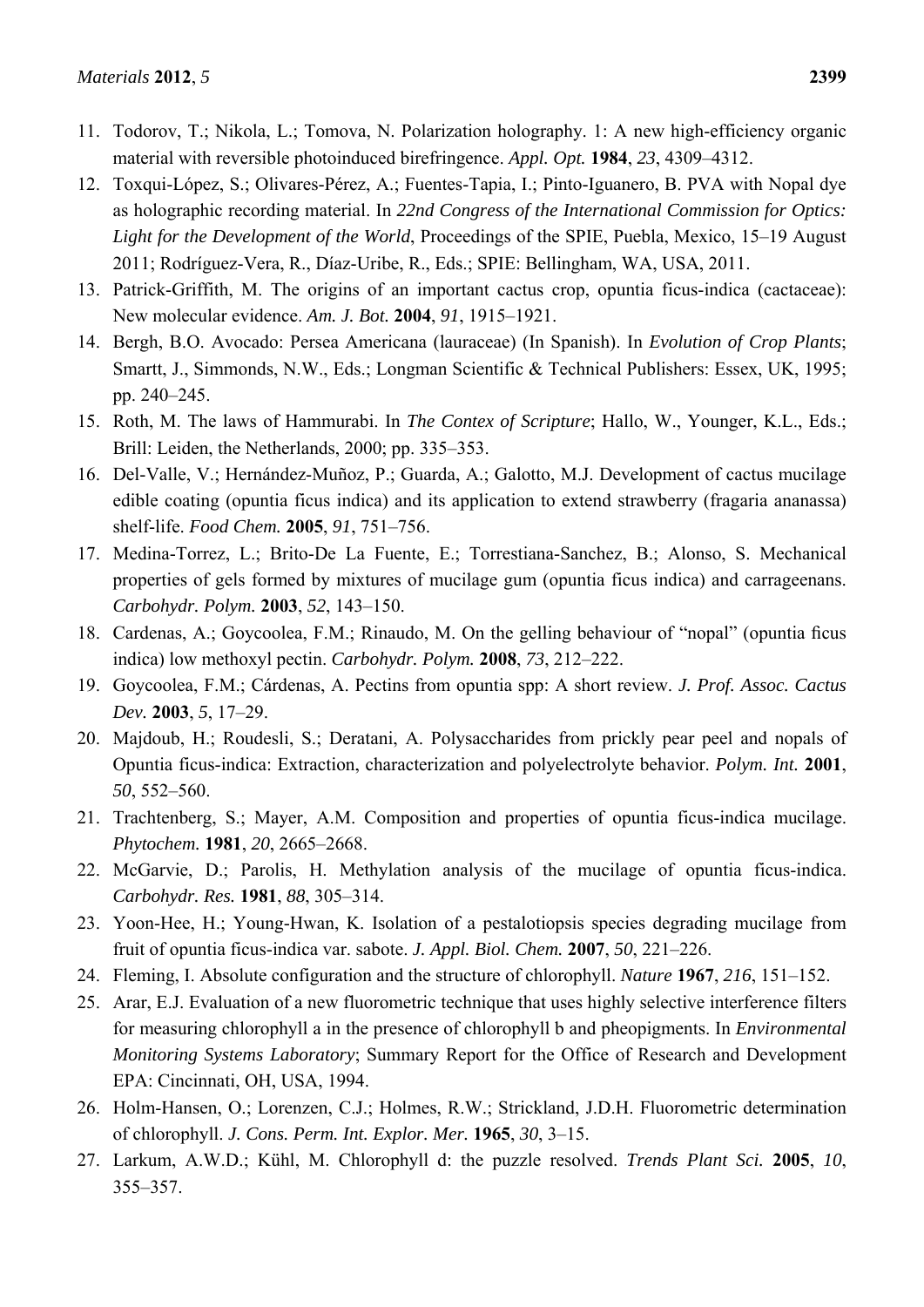11. Todorov, T.; Nikola, L.; Tomova, N. Polarization holography. 1: A new high-efficiency organic material with reversible photoinduced birefringence. *Appl. Opt.* **1984**, *23*, 4309–4312.
12. Toxqui-López, S.; Olivares-Pérez, A.; Fuentes-Tapia, I.; Pinto-Iguanero, B. PVA with Nopal dye as holographic recording material. In *22nd Congress of the International Commission for Optics: Light for the Development of the World*, Proceedings of the SPIE, Puebla, Mexico, 15–19 August 2011; Rodríguez-Vera, R., Díaz-Uribe, R., Eds.; SPIE: Bellingham, WA, USA, 2011.
13. Patrick-Griffith, M. The origins of an important cactus crop, opuntia ficus-indica (cactaceae): New molecular evidence. *Am. J. Bot.* **2004**, *91*, 1915–1921.
14. Bergh, B.O. Avocado: Persea Americana (lauraceae) (In Spanish). In *Evolution of Crop Plants*; Smartt, J., Simmonds, N.W., Eds.; Longman Scientific & Technical Publishers: Essex, UK, 1995; pp. 240–245.
15. Roth, M. The laws of Hammurabi. In *The Contex of Scripture*; Hallo, W., Younger, K.L., Eds.; Brill: Leiden, the Netherlands, 2000; pp. 335–353.
16. Del-Valle, V.; Hernández-Muñoz, P.; Guarda, A.; Galotto, M.J. Development of cactus mucilage edible coating (opuntia ficus indica) and its application to extend strawberry (fragaria ananassa) shelf-life. *Food Chem.* **2005**, *91*, 751–756.
17. Medina-Torrez, L.; Brito-De La Fuente, E.; Torrestiana-Sanchez, B.; Alonso, S. Mechanical properties of gels formed by mixtures of mucilage gum (opuntia ficus indica) and carrageenans. *Carbohydr. Polym.* **2003**, *52*, 143–150.
18. Cardenas, A.; Goycoolea, F.M.; Rinaudo, M. On the gelling behaviour of "nopal" (opuntia ficus indica) low methoxyl pectin. *Carbohydr. Polym.* **2008**, *73*, 212–222.
19. Goycoolea, F.M.; Cárdenas, A. Pectins from opuntia spp: A short review. *J. Prof. Assoc. Cactus Dev.* **2003**, *5*, 17–29.
20. Majdoub, H.; Roudesli, S.; Deratani, A. Polysaccharides from prickly pear peel and nopals of Opuntia ficus-indica: Extraction, characterization and polyelectrolyte behavior. *Polym. Int.* **2001**, *50*, 552–560.
21. Trachtenberg, S.; Mayer, A.M. Composition and properties of opuntia ficus-indica mucilage. *Phytochem.* **1981**, *20*, 2665–2668.
22. McGarvie, D.; Parolis, H. Methylation analysis of the mucilage of opuntia ficus-indica. *Carbohydr. Res.* **1981**, *88*, 305–314.
23. Yoon-Hee, H.; Young-Hwan, K. Isolation of a pestalotiopsis species degrading mucilage from fruit of opuntia ficus-indica var. sabote. *J. Appl. Biol. Chem.* **2007**, *50*, 221–226.
24. Fleming, I. Absolute configuration and the structure of chlorophyll. *Nature* **1967**, *216*, 151–152.
25. Arar, E.J. Evaluation of a new fluorometric technique that uses highly selective interference filters for measuring chlorophyll a in the presence of chlorophyll b and pheopigments. In *Environmental Monitoring Systems Laboratory*; Summary Report for the Office of Research and Development EPA: Cincinnati, OH, USA, 1994.
26. Holm-Hansen, O.; Lorenzen, C.J.; Holmes, R.W.; Strickland, J.D.H. Fluorometric determination of chlorophyll. *J. Cons. Perm. Int. Explor. Mer.* **1965**, *30*, 3–15.
27. Larkum, A.W.D.; Kühl, M. Chlorophyll d: the puzzle resolved. *Trends Plant Sci.* **2005**, *10*, 355–357.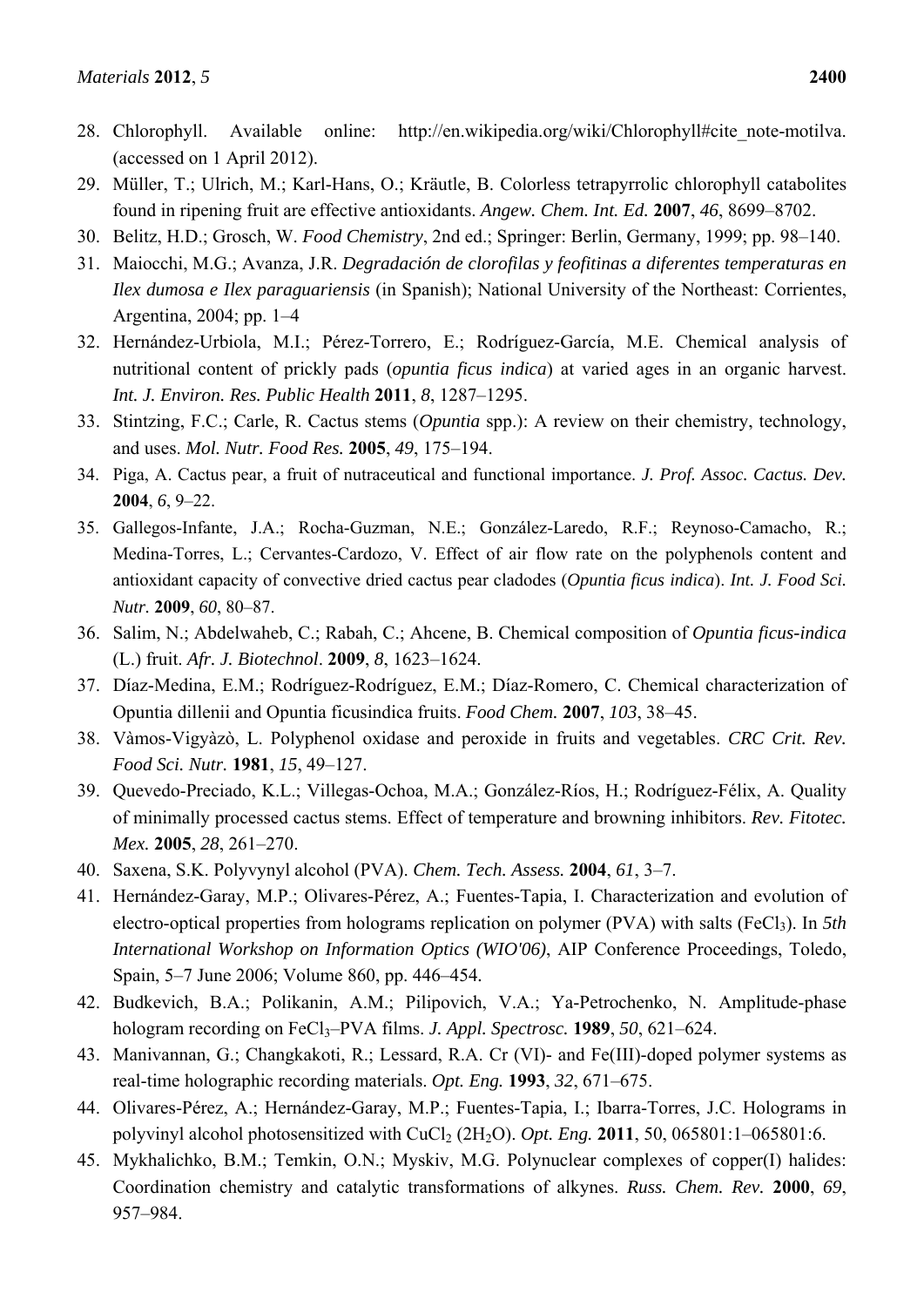28. Chlorophyll. Available online: http://en.wikipedia.org/wiki/Chlorophyll#cite_note-motilva. (accessed on 1 April 2012).
29. Müller, T.; Ulrich, M.; Karl-Hans, O.; Kräutle, B. Colorless tetrapyrrolic chlorophyll catabolites found in ripening fruit are effective antioxidants. *Angew. Chem. Int. Ed.* **2007**, *46*, 8699–8702.
30. Belitz, H.D.; Grosch, W. *Food Chemistry*, 2nd ed.; Springer: Berlin, Germany, 1999; pp. 98–140.
31. Maiocchi, M.G.; Avanza, J.R. *Degradación de clorofilas y feofitinas a diferentes temperaturas en Ilex dumosa e Ilex paraguariensis* (in Spanish); National University of the Northeast: Corrientes, Argentina, 2004; pp. 1–4
32. Hernández-Urbiola, M.I.; Pérez-Torrero, E.; Rodríguez-García, M.E. Chemical analysis of nutritional content of prickly pads (*opuntia ficus indica*) at varied ages in an organic harvest. *Int. J. Environ. Res. Public Health* **2011**, *8*, 1287–1295.
33. Stintzing, F.C.; Carle, R. Cactus stems (*Opuntia* spp.): A review on their chemistry, technology, and uses. *Mol. Nutr. Food Res.* **2005**, *49*, 175–194.
34. Piga, A. Cactus pear, a fruit of nutraceutical and functional importance. *J. Prof. Assoc. Cactus. Dev.* **2004**, *6*, 9–22.
35. Gallegos-Infante, J.A.; Rocha-Guzman, N.E.; González-Laredo, R.F.; Reynoso-Camacho, R.; Medina-Torres, L.; Cervantes-Cardozo, V. Effect of air flow rate on the polyphenols content and antioxidant capacity of convective dried cactus pear cladodes (*Opuntia ficus indica*). *Int. J. Food Sci. Nutr.* **2009**, *60*, 80–87.
36. Salim, N.; Abdelwaheb, C.; Rabah, C.; Ahcene, B. Chemical composition of *Opuntia ficus-indica* (L.) fruit. *Afr. J. Biotechnol*. **2009**, *8*, 1623–1624.
37. Díaz-Medina, E.M.; Rodríguez-Rodríguez, E.M.; Díaz-Romero, C. Chemical characterization of Opuntia dillenii and Opuntia ficusindica fruits. *Food Chem.* **2007**, *103*, 38–45.
38. Vàmos-Vigyàzò, L. Polyphenol oxidase and peroxide in fruits and vegetables. *CRC Crit. Rev. Food Sci. Nutr.* **1981**, *15*, 49–127.
39. Quevedo-Preciado, K.L.; Villegas-Ochoa, M.A.; González-Ríos, H.; Rodríguez-Félix, A. Quality of minimally processed cactus stems. Effect of temperature and browning inhibitors. *Rev. Fitotec. Mex.* **2005**, *28*, 261–270.
40. Saxena, S.K. Polyvynyl alcohol (PVA). *Chem. Tech. Assess.* **2004**, *61*, 3–7.
41. Hernández-Garay, M.P.; Olivares-Pérez, A.; Fuentes-Tapia, I. Characterization and evolution of electro-optical properties from holograms replication on polymer (PVA) with salts ($FeCl_3$). In *5th International Workshop on Information Optics (WIO'06)*, AIP Conference Proceedings, Toledo, Spain, 5–7 June 2006; Volume 860, pp. 446–454.
42. Budkevich, B.A.; Polikanin, A.M.; Pilipovich, V.A.; Ya-Petrochenko, N. Amplitude-phase hologram recording on $FeCl_3$–PVA films. *J. Appl. Spectrosc.* **1989**, *50*, 621–624.
43. Manivannan, G.; Changkakoti, R.; Lessard, R.A. Cr (VI)- and Fe(III)-doped polymer systems as real-time holographic recording materials. *Opt. Eng.* **1993**, *32*, 671–675.
44. Olivares-Pérez, A.; Hernández-Garay, M.P.; Fuentes-Tapia, I.; Ibarra-Torres, J.C. Holograms in polyvinyl alcohol photosensitized with $CuCl_2$ ($2H_2O$). *Opt. Eng.* **2011**, 50, 065801:1–065801:6.
45. Mykhalichko, B.M.; Temkin, O.N.; Myskiv, M.G. Polynuclear complexes of copper(I) halides: Coordination chemistry and catalytic transformations of alkynes. *Russ. Chem. Rev.* **2000**, *69*, 957–984.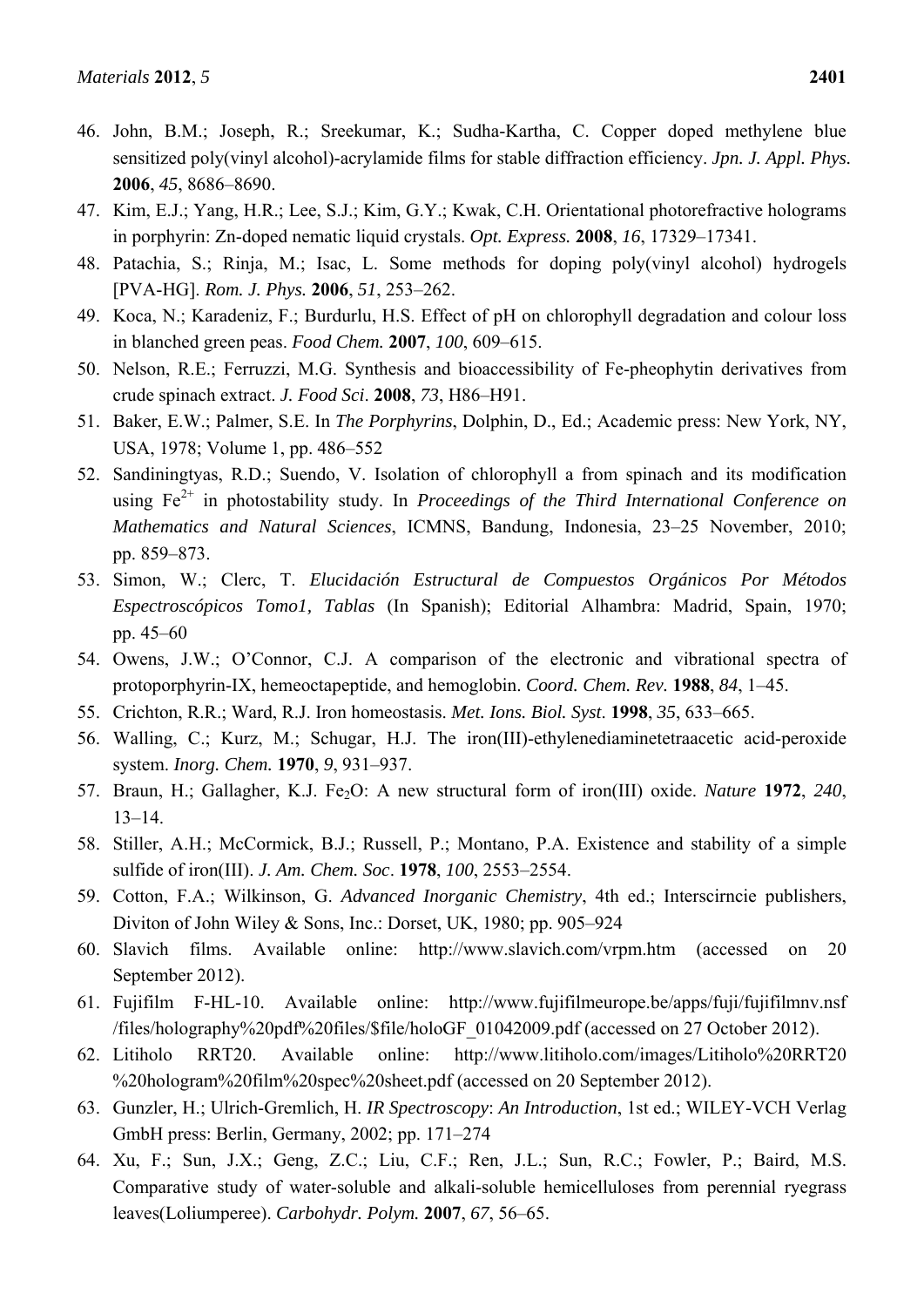46. John, B.M.; Joseph, R.; Sreekumar, K.; Sudha-Kartha, C. Copper doped methylene blue sensitized poly(vinyl alcohol)-acrylamide films for stable diffraction efficiency. *Jpn. J. Appl. Phys.* **2006**, *45*, 8686–8690.
47. Kim, E.J.; Yang, H.R.; Lee, S.J.; Kim, G.Y.; Kwak, C.H. Orientational photorefractive holograms in porphyrin: Zn-doped nematic liquid crystals. *Opt. Express.* **2008**, *16*, 17329–17341.
48. Patachia, S.; Rinja, M.; Isac, L. Some methods for doping poly(vinyl alcohol) hydrogels [PVA-HG]. *Rom. J. Phys.* **2006**, *51*, 253–262.
49. Koca, N.; Karadeniz, F.; Burdurlu, H.S. Effect of pH on chlorophyll degradation and colour loss in blanched green peas. *Food Chem.* **2007**, *100*, 609–615.
50. Nelson, R.E.; Ferruzzi, M.G. Synthesis and bioaccessibility of Fe-pheophytin derivatives from crude spinach extract. *J. Food Sci*. **2008**, *73*, H86–H91.
51. Baker, E.W.; Palmer, S.E. In *The Porphyrins*, Dolphin, D., Ed.; Academic press: New York, NY, USA, 1978; Volume 1, pp. 486–552
52. Sandiningtyas, R.D.; Suendo, V. Isolation of chlorophyll a from spinach and its modification using $Fe^{2+}$ in photostability study. In *Proceedings of the Third International Conference on Mathematics and Natural Sciences*, ICMNS, Bandung, Indonesia, 23–25 November, 2010; pp. 859–873.
53. Simon, W.; Clerc, T. *Elucidación Estructural de Compuestos Orgánicos Por Métodos Espectroscópicos Tomo1, Tablas* (In Spanish); Editorial Alhambra: Madrid, Spain, 1970; pp. 45–60
54. Owens, J.W.; O'Connor, C.J. A comparison of the electronic and vibrational spectra of protoporphyrin-IX, hemeoctapeptide, and hemoglobin. *Coord. Chem. Rev.* **1988**, *84*, 1–45.
55. Crichton, R.R.; Ward, R.J. Iron homeostasis. *Met. Ions. Biol. Syst*. **1998**, *35*, 633–665.
56. Walling, C.; Kurz, M.; Schugar, H.J. The iron(III)-ethylenediaminetetraacetic acid-peroxide system. *Inorg. Chem.* **1970**, *9*, 931–937.
57. Braun, H.; Gallagher, K.J. $Fe_2O$: A new structural form of iron(III) oxide. *Nature* **1972**, *240*, 13–14.
58. Stiller, A.H.; McCormick, B.J.; Russell, P.; Montano, P.A. Existence and stability of a simple sulfide of iron(III). *J. Am. Chem. Soc*. **1978**, *100*, 2553–2554.
59. Cotton, F.A.; Wilkinson, G. *Advanced Inorganic Chemistry*, 4th ed.; Interscirncie publishers, Diviton of John Wiley & Sons, Inc.: Dorset, UK, 1980; pp. 905–924
60. Slavich films. Available online: http://www.slavich.com/vrpm.htm (accessed on 20 September 2012).
61. Fujifilm F-HL-10. Available online: http://www.fujifilmeurope.be/apps/fuji/fujifilmnv.nsf/files/holography%20pdf%20files/$file/holoGF_01042009.pdf (accessed on 27 October 2012).
62. Litiholo RRT20. Available online: http://www.litiholo.com/images/Litiholo%20RRT20%20hologram%20film%20spec%20sheet.pdf (accessed on 20 September 2012).
63. Gunzler, H.; Ulrich-Gremlich, H. *IR Spectroscopy*: *An Introduction*, 1st ed.; WILEY-VCH Verlag GmbH press: Berlin, Germany, 2002; pp. 171–274
64. Xu, F.; Sun, J.X.; Geng, Z.C.; Liu, C.F.; Ren, J.L.; Sun, R.C.; Fowler, P.; Baird, M.S. Comparative study of water-soluble and alkali-soluble hemicelluloses from perennial ryegrass leaves(Loliumperee). *Carbohydr. Polym.* **2007**, *67*, 56–65.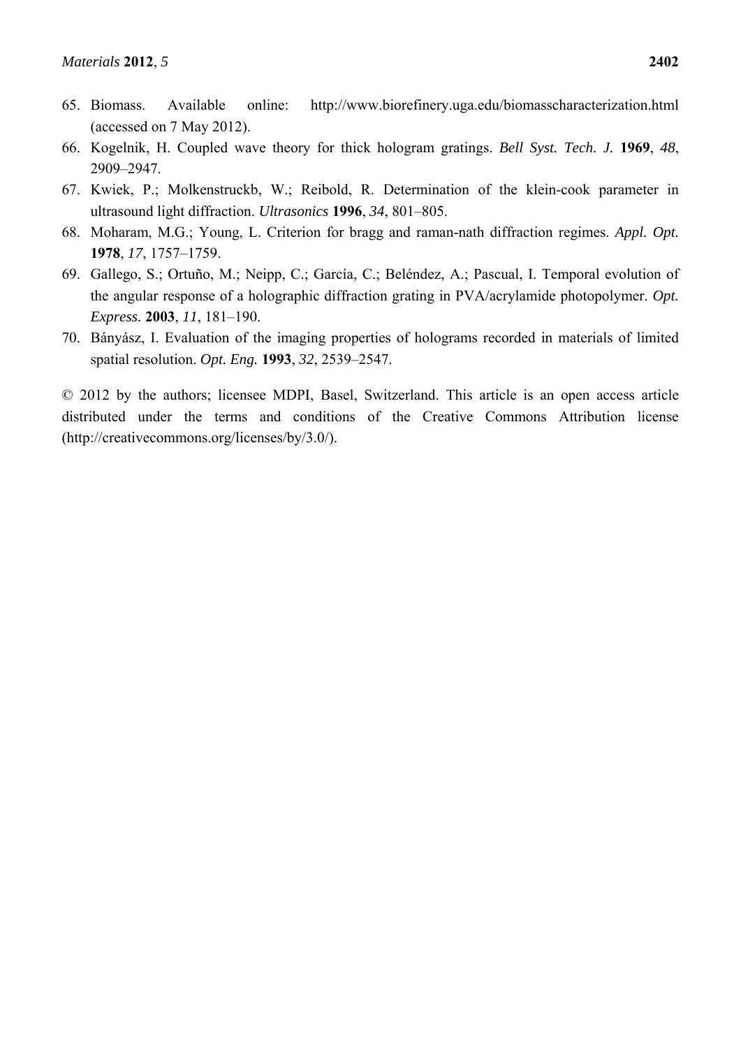65. Biomass. Available online: http://www.biorefinery.uga.edu/biomasscharacterization.html (accessed on 7 May 2012).
66. Kogelnik, H. Coupled wave theory for thick hologram gratings. *Bell Syst. Tech. J.* **1969**, *48*, 2909–2947.
67. Kwiek, P.; Molkenstruckb, W.; Reibold, R. Determination of the klein-cook parameter in ultrasound light diffraction. *Ultrasonics* **1996**, *34*, 801–805.
68. Moharam, M.G.; Young, L. Criterion for bragg and raman-nath diffraction regimes. *Appl. Opt.* **1978**, *17*, 1757–1759.
69. Gallego, S.; Ortuño, M.; Neipp, C.; García, C.; Beléndez, A.; Pascual, I. Temporal evolution of the angular response of a holographic diffraction grating in PVA/acrylamide photopolymer. *Opt. Express.* **2003**, *11*, 181–190.
70. Bányász, I. Evaluation of the imaging properties of holograms recorded in materials of limited spatial resolution. *Opt. Eng.* **1993**, *32*, 2539–2547.

© 2012 by the authors; licensee MDPI, Basel, Switzerland. This article is an open access article distributed under the terms and conditions of the Creative Commons Attribution license (http://creativecommons.org/licenses/by/3.0/).